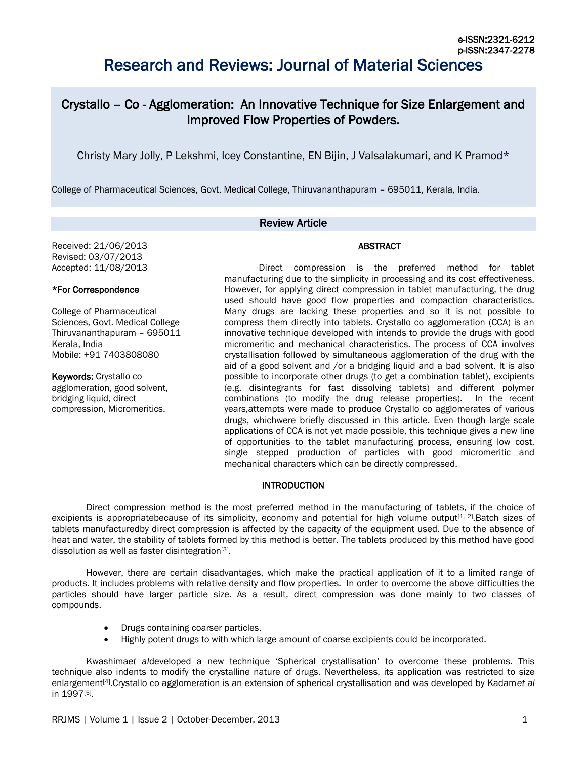e-ISSN:2321-6212
p-ISSN:2347-2278

# Research and Reviews: Journal of Material Sciences

## Crystallo – Co - Agglomeration: An Innovative Technique for Size Enlargement and Improved Flow Properties of Powders.

Christy Mary Jolly, P Lekshmi, Icey Constantine, EN Bijin, J Valsalakumari, and K Pramod*

College of Pharmaceutical Sciences, Govt. Medical College, Thiruvananthapuram – 695011, Kerala, India.

**Review Article**

Received: 21/06/2013
Revised: 03/07/2013
Accepted: 11/08/2013

**\*For Correspondence**

College of Pharmaceutical Sciences, Govt. Medical College Thiruvananthapuram – 695011 Kerala, India
Mobile: +91 7403808080

**Keywords:** Crystallo co agglomeration, good solvent, bridging liquid, direct compression, Micromeritics.

### ABSTRACT

Direct compression is the preferred method for tablet manufacturing due to the simplicity in processing and its cost effectiveness. However, for applying direct compression in tablet manufacturing, the drug used should have good flow properties and compaction characteristics. Many drugs are lacking these properties and so it is not possible to compress them directly into tablets. Crystallo co agglomeration (CCA) is an innovative technique developed with intends to provide the drugs with good micromeritic and mechanical characteristics. The process of CCA involves crystallisation followed by simultaneous agglomeration of the drug with the aid of a good solvent and /or a bridging liquid and a bad solvent. It is also possible to incorporate other drugs (to get a combination tablet), excipients (e.g. disintegrants for fast dissolving tablets) and different polymer combinations (to modify the drug release properties). In the recent years,attempts were made to produce Crystallo co agglomerates of various drugs, whichwere briefly discussed in this article. Even though large scale applications of CCA is not yet made possible, this technique gives a new line of opportunities to the tablet manufacturing process, ensuring low cost, single stepped production of particles with good micromeritic and mechanical characters which can be directly compressed.

### INTRODUCTION

Direct compression method is the most preferred method in the manufacturing of tablets, if the choice of excipients is appropriatebecause of its simplicity, economy and potential for high volume output[1, 2].Batch sizes of tablets manufacturedby direct compression is affected by the capacity of the equipment used. Due to the absence of heat and water, the stability of tablets formed by this method is better. The tablets produced by this method have good dissolution as well as faster disintegration[3].

However, there are certain disadvantages, which make the practical application of it to a limited range of products. It includes problems with relative density and flow properties. In order to overcome the above difficulties the particles should have larger particle size. As a result, direct compression was done mainly to two classes of compounds.

- Drugs containing coarser particles.
- Highly potent drugs to with which large amount of coarse excipients could be incorporated.

Kwashima*et al*developed a new technique 'Spherical crystallisation' to overcome these problems. This technique also indents to modify the crystalline nature of drugs. Nevertheless, its application was restricted to size enlargement[4].Crystallo co agglomeration is an extension of spherical crystallisation and was developed by Kadam*et al* in 1997[5].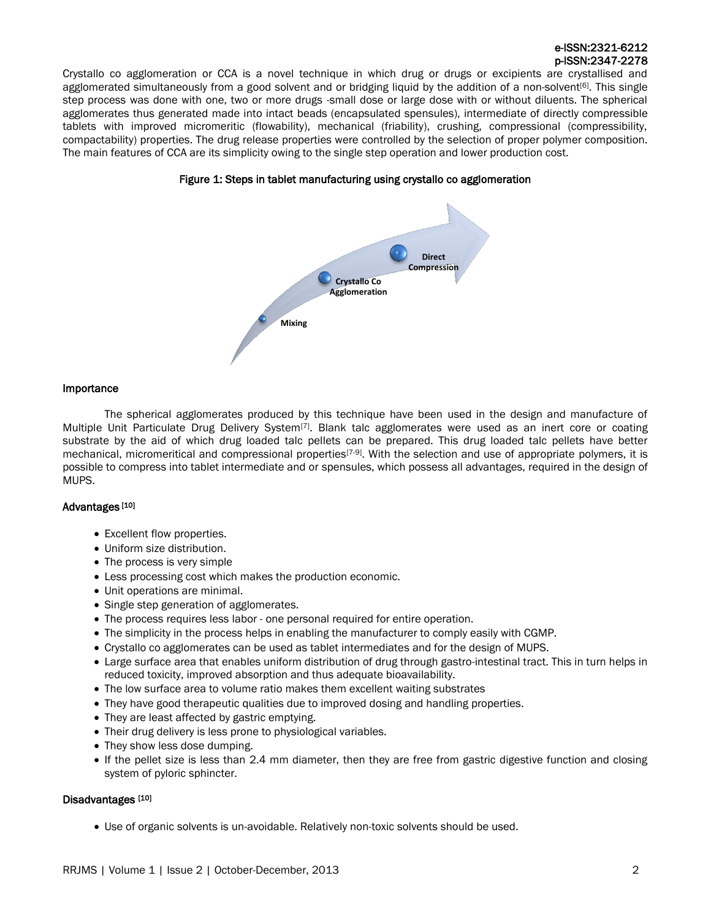Crystallo co agglomeration or CCA is a novel technique in which drug or drugs or excipients are crystallised and agglomerated simultaneously from a good solvent and or bridging liquid by the addition of a non-solvent[6]. This single step process was done with one, two or more drugs -small dose or large dose with or without diluents. The spherical agglomerates thus generated made into intact beads (encapsulated spensules), intermediate of directly compressible tablets with improved micromeritic (flowability), mechanical (friability), crushing, compressional (compressibility, compactability) properties. The drug release properties were controlled by the selection of proper polymer composition. The main features of CCA are its simplicity owing to the single step operation and lower production cost.

**Figure 1: Steps in tablet manufacturing using crystallo co agglomeration**

Mixing → Crystallo Co Agglomeration → Direct Compression

### Importance

The spherical agglomerates produced by this technique have been used in the design and manufacture of Multiple Unit Particulate Drug Delivery System[7]. Blank talc agglomerates were used as an inert core or coating substrate by the aid of which drug loaded talc pellets can be prepared. This drug loaded talc pellets have better mechanical, micromeritical and compressional properties[7-9]. With the selection and use of appropriate polymers, it is possible to compress into tablet intermediate and or spensules, which possess all advantages, required in the design of MUPS.

### Advantages [10]

- Excellent flow properties.
- Uniform size distribution.
- The process is very simple
- Less processing cost which makes the production economic.
- Unit operations are minimal.
- Single step generation of agglomerates.
- The process requires less labor - one personal required for entire operation.
- The simplicity in the process helps in enabling the manufacturer to comply easily with CGMP.
- Crystallo co agglomerates can be used as tablet intermediates and for the design of MUPS.
- Large surface area that enables uniform distribution of drug through gastro-intestinal tract. This in turn helps in reduced toxicity, improved absorption and thus adequate bioavailability.
- The low surface area to volume ratio makes them excellent waiting substrates
- They have good therapeutic qualities due to improved dosing and handling properties.
- They are least affected by gastric emptying.
- Their drug delivery is less prone to physiological variables.
- They show less dose dumping.
- If the pellet size is less than 2.4 mm diameter, then they are free from gastric digestive function and closing system of pyloric sphincter.

### Disadvantages [10]

- Use of organic solvents is un-avoidable. Relatively non-toxic solvents should be used.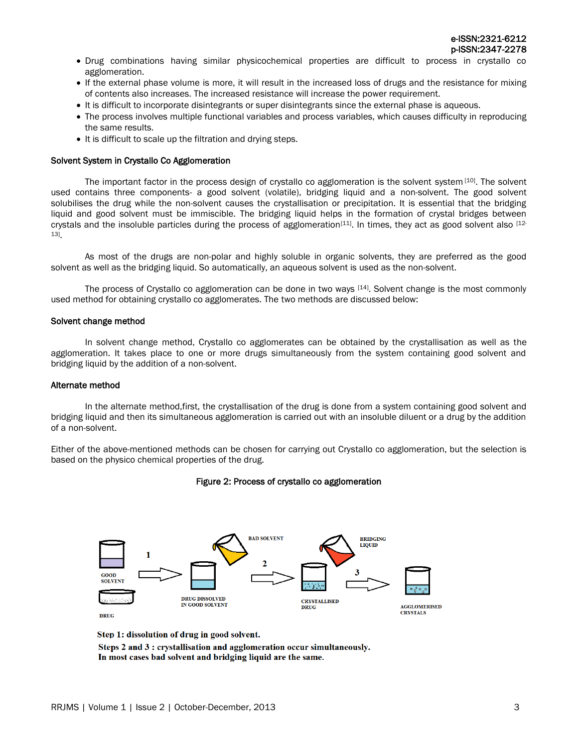- Drug combinations having similar physicochemical properties are difficult to process in crystallo co agglomeration.
- If the external phase volume is more, it will result in the increased loss of drugs and the resistance for mixing of contents also increases. The increased resistance will increase the power requirement.
- It is difficult to incorporate disintegrants or super disintegrants since the external phase is aqueous.
- The process involves multiple functional variables and process variables, which causes difficulty in reproducing the same results.
- It is difficult to scale up the filtration and drying steps.

### Solvent System in Crystallo Co Agglomeration

The important factor in the process design of crystallo co agglomeration is the solvent system [10]. The solvent used contains three components- a good solvent (volatile), bridging liquid and a non-solvent. The good solvent solubilises the drug while the non-solvent causes the crystallisation or precipitation. It is essential that the bridging liquid and good solvent must be immiscible. The bridging liquid helps in the formation of crystal bridges between crystals and the insoluble particles during the process of agglomeration[11]. In times, they act as good solvent also [12-13].

As most of the drugs are non-polar and highly soluble in organic solvents, they are preferred as the good solvent as well as the bridging liquid. So automatically, an aqueous solvent is used as the non-solvent.

The process of Crystallo co agglomeration can be done in two ways [14]. Solvent change is the most commonly used method for obtaining crystallo co agglomerates. The two methods are discussed below:

### Solvent change method

In solvent change method, Crystallo co agglomerates can be obtained by the crystallisation as well as the agglomeration. It takes place to one or more drugs simultaneously from the system containing good solvent and bridging liquid by the addition of a non-solvent.

### Alternate method

In the alternate method,first, the crystallisation of the drug is done from a system containing good solvent and bridging liquid and then its simultaneous agglomeration is carried out with an insoluble diluent or a drug by the addition of a non-solvent.

Either of the above-mentioned methods can be chosen for carrying out Crystallo co agglomeration, but the selection is based on the physico chemical properties of the drug.

**Figure 2: Process of crystallo co agglomeration**

GOOD SOLVENT, DRUG → 1 → DRUG DISSOLVED IN GOOD SOLVENT → BAD SOLVENT → 2 → CRYSTALLISED DRUG → BRIDGING LIQUID → 3 → AGGLOMERISED CRYSTALS

**Step 1: dissolution of drug in good solvent.**
**Steps 2 and 3 : crystallisation and agglomeration occur simultaneously.**
**In most cases bad solvent and bridging liquid are the same.**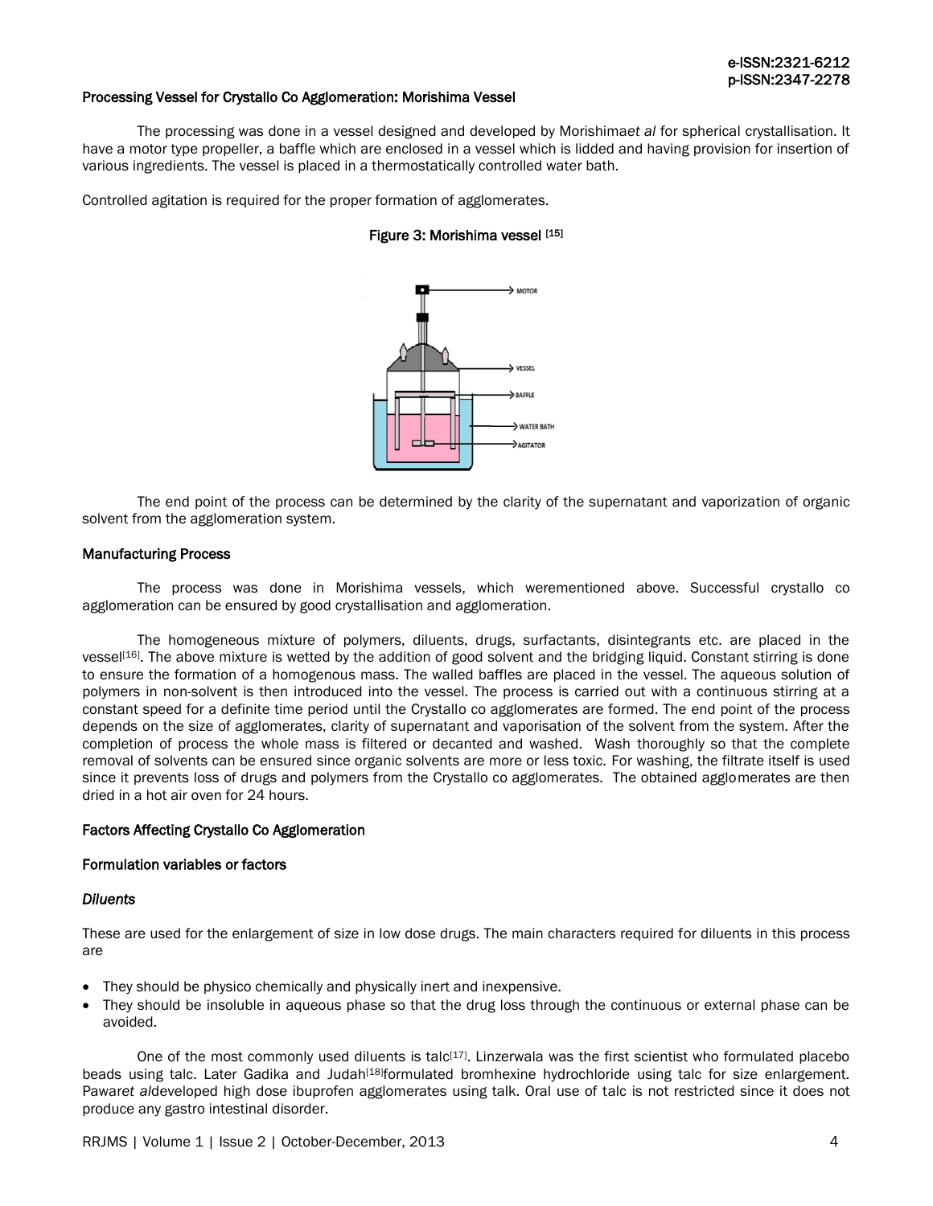### Processing Vessel for Crystallo Co Agglomeration: Morishima Vessel

The processing was done in a vessel designed and developed by Morishima*et al* for spherical crystallisation. It have a motor type propeller, a baffle which are enclosed in a vessel which is lidded and having provision for insertion of various ingredients. The vessel is placed in a thermostatically controlled water bath.

Controlled agitation is required for the proper formation of agglomerates.

**Figure 3: Morishima vessel [15]**

The end point of the process can be determined by the clarity of the supernatant and vaporization of organic solvent from the agglomeration system.

### Manufacturing Process

The process was done in Morishima vessels, which werementioned above. Successful crystallo co agglomeration can be ensured by good crystallisation and agglomeration.

The homogeneous mixture of polymers, diluents, drugs, surfactants, disintegrants etc. are placed in the vessel[16]. The above mixture is wetted by the addition of good solvent and the bridging liquid. Constant stirring is done to ensure the formation of a homogenous mass. The walled baffles are placed in the vessel. The aqueous solution of polymers in non-solvent is then introduced into the vessel. The process is carried out with a continuous stirring at a constant speed for a definite time period until the Crystallo co agglomerates are formed. The end point of the process depends on the size of agglomerates, clarity of supernatant and vaporisation of the solvent from the system. After the completion of process the whole mass is filtered or decanted and washed. Wash thoroughly so that the complete removal of solvents can be ensured since organic solvents are more or less toxic. For washing, the filtrate itself is used since it prevents loss of drugs and polymers from the Crystallo co agglomerates. The obtained agglomerates are then dried in a hot air oven for 24 hours.

### Factors Affecting Crystallo Co Agglomeration

#### Formulation variables or factors

##### *Diluents*

These are used for the enlargement of size in low dose drugs. The main characters required for diluents in this process are

- They should be physico chemically and physically inert and inexpensive.
- They should be insoluble in aqueous phase so that the drug loss through the continuous or external phase can be avoided.

One of the most commonly used diluents is talc[17]. Linzerwala was the first scientist who formulated placebo beads using talc. Later Gadika and Judah[18]formulated bromhexine hydrochloride using talc for size enlargement. Pawar*et al*developed high dose ibuprofen agglomerates using talk. Oral use of talc is not restricted since it does not produce any gastro intestinal disorder.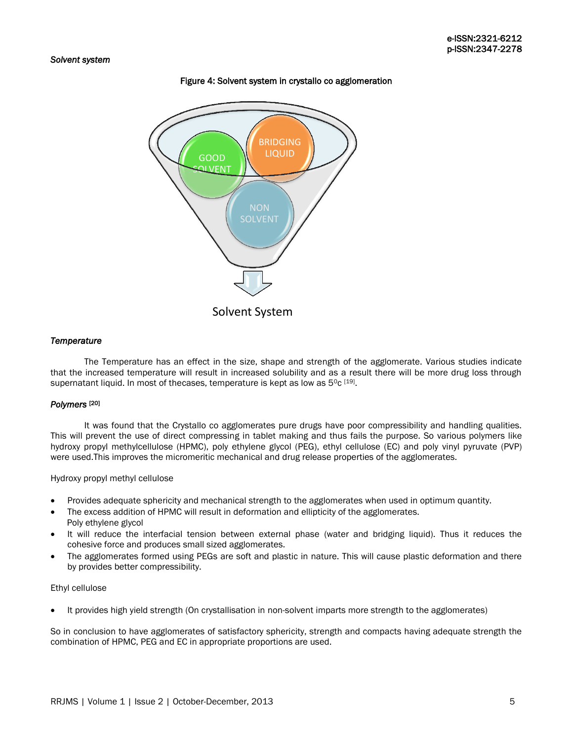*Solvent system*

Figure 4: Solvent system in crystallo co agglomeration

GOOD SOLVENT

BRIDGING LIQUID

NON SOLVENT

Solvent System

*Temperature*

The Temperature has an effect in the size, shape and strength of the agglomerate. Various studies indicate that the increased temperature will result in increased solubility and as a result there will be more drug loss through supernatant liquid. In most of thecases, temperature is kept as low as $5^0$c [19].

*Polymers* [20]

It was found that the Crystallo co agglomerates pure drugs have poor compressibility and handling qualities. This will prevent the use of direct compressing in tablet making and thus fails the purpose. So various polymers like hydroxy propyl methylcellulose (HPMC), poly ethylene glycol (PEG), ethyl cellulose (EC) and poly vinyl pyruvate (PVP) were used.This improves the micromeritic mechanical and drug release properties of the agglomerates.

Hydroxy propyl methyl cellulose

- Provides adequate sphericity and mechanical strength to the agglomerates when used in optimum quantity.
- The excess addition of HPMC will result in deformation and ellipticity of the agglomerates.
  Poly ethylene glycol
- It will reduce the interfacial tension between external phase (water and bridging liquid). Thus it reduces the cohesive force and produces small sized agglomerates.
- The agglomerates formed using PEGs are soft and plastic in nature. This will cause plastic deformation and there by provides better compressibility.

Ethyl cellulose

- It provides high yield strength (On crystallisation in non-solvent imparts more strength to the agglomerates)

So in conclusion to have agglomerates of satisfactory sphericity, strength and compacts having adequate strength the combination of HPMC, PEG and EC in appropriate proportions are used.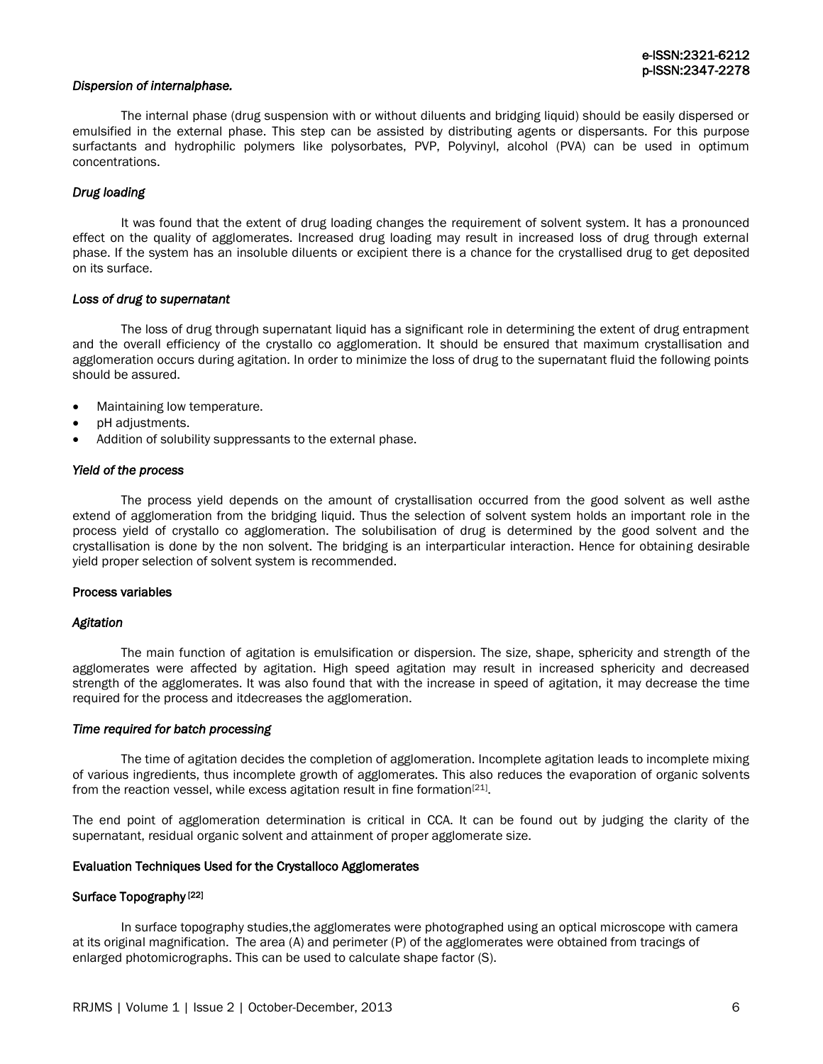*Dispersion of internalphase.*

The internal phase (drug suspension with or without diluents and bridging liquid) should be easily dispersed or emulsified in the external phase. This step can be assisted by distributing agents or dispersants. For this purpose surfactants and hydrophilic polymers like polysorbates, PVP, Polyvinyl, alcohol (PVA) can be used in optimum concentrations.

*Drug loading*

It was found that the extent of drug loading changes the requirement of solvent system. It has a pronounced effect on the quality of agglomerates. Increased drug loading may result in increased loss of drug through external phase. If the system has an insoluble diluents or excipient there is a chance for the crystallised drug to get deposited on its surface.

*Loss of drug to supernatant*

The loss of drug through supernatant liquid has a significant role in determining the extent of drug entrapment and the overall efficiency of the crystallo co agglomeration. It should be ensured that maximum crystallisation and agglomeration occurs during agitation. In order to minimize the loss of drug to the supernatant fluid the following points should be assured.

- Maintaining low temperature.
- pH adjustments.
- Addition of solubility suppressants to the external phase.

*Yield of the process*

The process yield depends on the amount of crystallisation occurred from the good solvent as well asthe extend of agglomeration from the bridging liquid. Thus the selection of solvent system holds an important role in the process yield of crystallo co agglomeration. The solubilisation of drug is determined by the good solvent and the crystallisation is done by the non solvent. The bridging is an interparticular interaction. Hence for obtaining desirable yield proper selection of solvent system is recommended.

### Process variables

*Agitation*

The main function of agitation is emulsification or dispersion. The size, shape, sphericity and strength of the agglomerates were affected by agitation. High speed agitation may result in increased sphericity and decreased strength of the agglomerates. It was also found that with the increase in speed of agitation, it may decrease the time required for the process and itdecreases the agglomeration.

*Time required for batch processing*

The time of agitation decides the completion of agglomeration. Incomplete agitation leads to incomplete mixing of various ingredients, thus incomplete growth of agglomerates. This also reduces the evaporation of organic solvents from the reaction vessel, while excess agitation result in fine formation[21].

The end point of agglomeration determination is critical in CCA. It can be found out by judging the clarity of the supernatant, residual organic solvent and attainment of proper agglomerate size.

### Evaluation Techniques Used for the Crystalloco Agglomerates

#### Surface Topography [22]

In surface topography studies,the agglomerates were photographed using an optical microscope with camera at its original magnification. The area (A) and perimeter (P) of the agglomerates were obtained from tracings of enlarged photomicrographs. This can be used to calculate shape factor (S).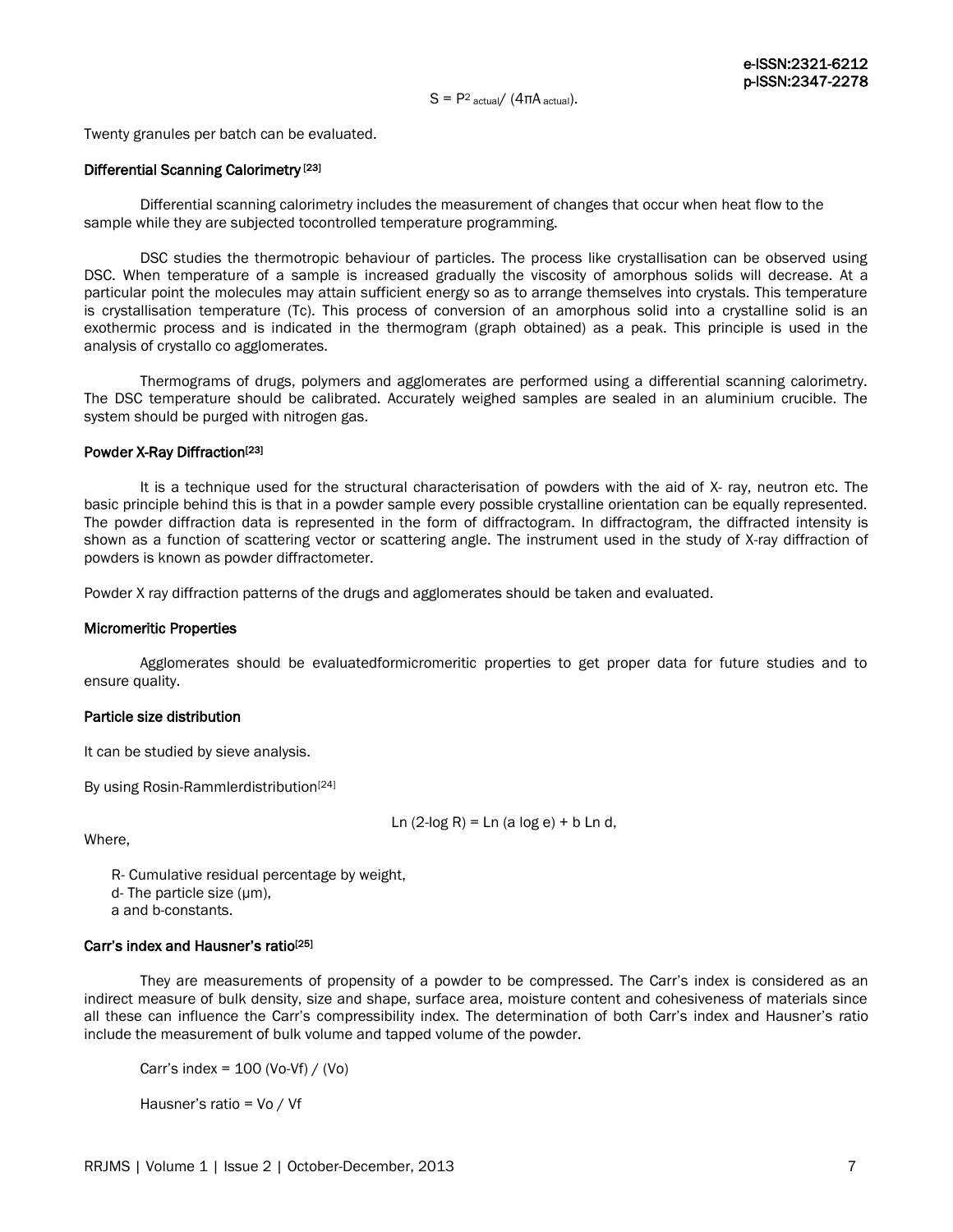$$S = P^2_{actual} / (4\pi A_{actual}).$$

Twenty granules per batch can be evaluated.

### Differential Scanning Calorimetry [23]

Differential scanning calorimetry includes the measurement of changes that occur when heat flow to the sample while they are subjected tocontrolled temperature programming.

DSC studies the thermotropic behaviour of particles. The process like crystallisation can be observed using DSC. When temperature of a sample is increased gradually the viscosity of amorphous solids will decrease. At a particular point the molecules may attain sufficient energy so as to arrange themselves into crystals. This temperature is crystallisation temperature (Tc). This process of conversion of an amorphous solid into a crystalline solid is an exothermic process and is indicated in the thermogram (graph obtained) as a peak. This principle is used in the analysis of crystallo co agglomerates.

Thermograms of drugs, polymers and agglomerates are performed using a differential scanning calorimetry. The DSC temperature should be calibrated. Accurately weighed samples are sealed in an aluminium crucible. The system should be purged with nitrogen gas.

### Powder X-Ray Diffraction[23]

It is a technique used for the structural characterisation of powders with the aid of X- ray, neutron etc. The basic principle behind this is that in a powder sample every possible crystalline orientation can be equally represented. The powder diffraction data is represented in the form of diffractogram. In diffractogram, the diffracted intensity is shown as a function of scattering vector or scattering angle. The instrument used in the study of X-ray diffraction of powders is known as powder diffractometer.

Powder X ray diffraction patterns of the drugs and agglomerates should be taken and evaluated.

### Micromeritic Properties

Agglomerates should be evaluatedformicromeritic properties to get proper data for future studies and to ensure quality.

### Particle size distribution

It can be studied by sieve analysis.

By using Rosin-Rammlerdistribution[24]

$$\text{Ln}\,(2\text{-log}\,R) = \text{Ln}\,(a\,\text{log}\,e) + b\,\text{Ln}\,d,$$

Where,

- R- Cumulative residual percentage by weight,
- d- The particle size (μm),
- a and b-constants.

### Carr's index and Hausner's ratio[25]

They are measurements of propensity of a powder to be compressed. The Carr's index is considered as an indirect measure of bulk density, size and shape, surface area, moisture content and cohesiveness of materials since all these can influence the Carr's compressibility index. The determination of both Carr's index and Hausner's ratio include the measurement of bulk volume and tapped volume of the powder.

$$\text{Carr's index} = 100\,(V_o - V_f) / (V_o)$$

$$\text{Hausner's ratio} = V_o / V_f$$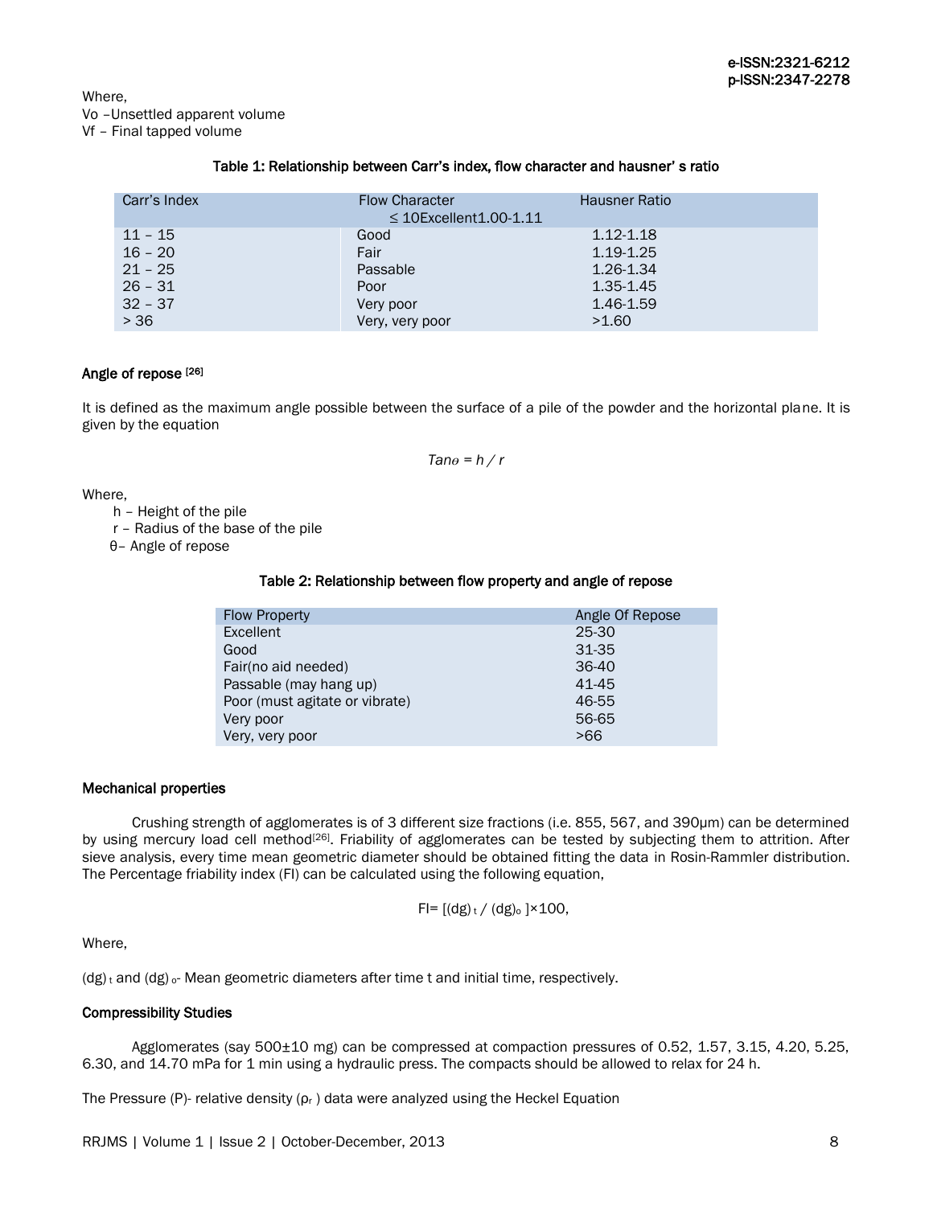Where,

Vo –Unsettled apparent volume

Vf – Final tapped volume

**Table 1: Relationship between Carr's index, flow character and hausner' s ratio**

| Carr's Index | Flow Character | Hausner Ratio |
|---|---|---|
| ≤ 10 | Excellent | 1.00-1.11 |
| 11 – 15 | Good | 1.12-1.18 |
| 16 – 20 | Fair | 1.19-1.25 |
| 21 – 25 | Passable | 1.26-1.34 |
| 26 – 31 | Poor | 1.35-1.45 |
| 32 – 37 | Very poor | 1.46-1.59 |
| > 36 | Very, very poor | >1.60 |

### Angle of repose [26]

It is defined as the maximum angle possible between the surface of a pile of the powder and the horizontal plane. It is given by the equation

$$Tan\theta = h / r$$

Where,

h – Height of the pile

r – Radius of the base of the pile

θ– Angle of repose

**Table 2: Relationship between flow property and angle of repose**

| Flow Property | Angle Of Repose |
|---|---|
| Excellent | 25-30 |
| Good | 31-35 |
| Fair(no aid needed) | 36-40 |
| Passable (may hang up) | 41-45 |
| Poor (must agitate or vibrate) | 46-55 |
| Very poor | 56-65 |
| Very, very poor | >66 |

### Mechanical properties

Crushing strength of agglomerates is of 3 different size fractions (i.e. 855, 567, and 390μm) can be determined by using mercury load cell method[26]. Friability of agglomerates can be tested by subjecting them to attrition. After sieve analysis, every time mean geometric diameter should be obtained fitting the data in Rosin-Rammler distribution. The Percentage friability index (FI) can be calculated using the following equation,

$$FI= [(dg)_t / (dg)_o ]\times 100,$$

Where,

$(dg)_t$ and $(dg)_o$- Mean geometric diameters after time t and initial time, respectively.

### Compressibility Studies

Agglomerates (say 500±10 mg) can be compressed at compaction pressures of 0.52, 1.57, 3.15, 4.20, 5.25, 6.30, and 14.70 mPa for 1 min using a hydraulic press. The compacts should be allowed to relax for 24 h.

The Pressure (P)- relative density ($\rho_r$ ) data were analyzed using the Heckel Equation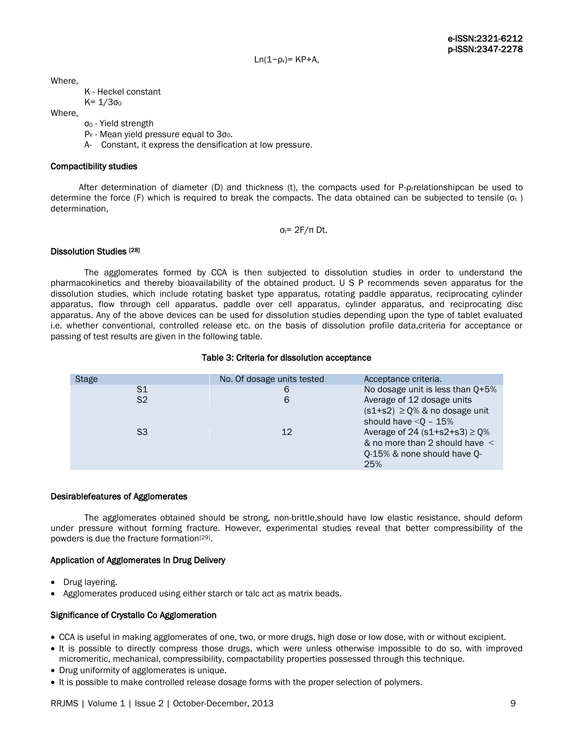$$Ln(1-\rho_r)= KP+A,$$

Where,

K - Heckel constant

$K= 1/3\sigma_0$

Where,

$\sigma_0$ - Yield strength

$P_Y$ - Mean yield pressure equal to $3\sigma_0$.

A- Constant, it express the densification at low pressure.

### Compactibility studies

After determination of diameter (D) and thickness (t), the compacts used for P-$\rho_r$relationshipcan be used to determine the force (F) which is required to break the compacts. The data obtained can be subjected to tensile ($\sigma_t$ ) determination,

$$\sigma_t= 2F/\pi\ Dt.$$

### Dissolution Studies [28]

The agglomerates formed by CCA is then subjected to dissolution studies in order to understand the pharmacokinetics and thereby bioavailability of the obtained product. U S P recommends seven apparatus for the dissolution studies, which include rotating basket type apparatus, rotating paddle apparatus, reciprocating cylinder apparatus, flow through cell apparatus, paddle over cell apparatus, cylinder apparatus, and reciprocating disc apparatus. Any of the above devices can be used for dissolution studies depending upon the type of tablet evaluated i.e. whether conventional, controlled release etc. on the basis of dissolution profile data,criteria for acceptance or passing of test results are given in the following table.

**Table 3: Criteria for dissolution acceptance**

| Stage | No. Of dosage units tested | Acceptance criteria. |
|---|---|---|
| S1 | 6 | No dosage unit is less than Q+5% |
| S2 | 6 | Average of 12 dosage units (s1+s2) ≥ Q% & no dosage unit should have <Q – 15% |
| S3 | 12 | Average of 24 (s1+s2+s3) ≥ Q% & no more than 2 should have < Q-15% & none should have Q-25% |

### Desirablefeatures of Agglomerates

The agglomerates obtained should be strong, non-brittle,should have low elastic resistance, should deform under pressure without forming fracture. However, experimental studies reveal that better compressibility of the powders is due the fracture formation[29].

### Application of Agglomerates In Drug Delivery

- Drug layering.
- Agglomerates produced using either starch or talc act as matrix beads.

### Significance of Crystallo Co Agglomeration

- CCA is useful in making agglomerates of one, two, or more drugs, high dose or low dose, with or without excipient.
- It is possible to directly compress those drugs, which were unless otherwise impossible to do so, with improved micromeritic, mechanical, compressibility, compactability properties possessed through this technique.
- Drug uniformity of agglomerates is unique.
- It is possible to make controlled release dosage forms with the proper selection of polymers.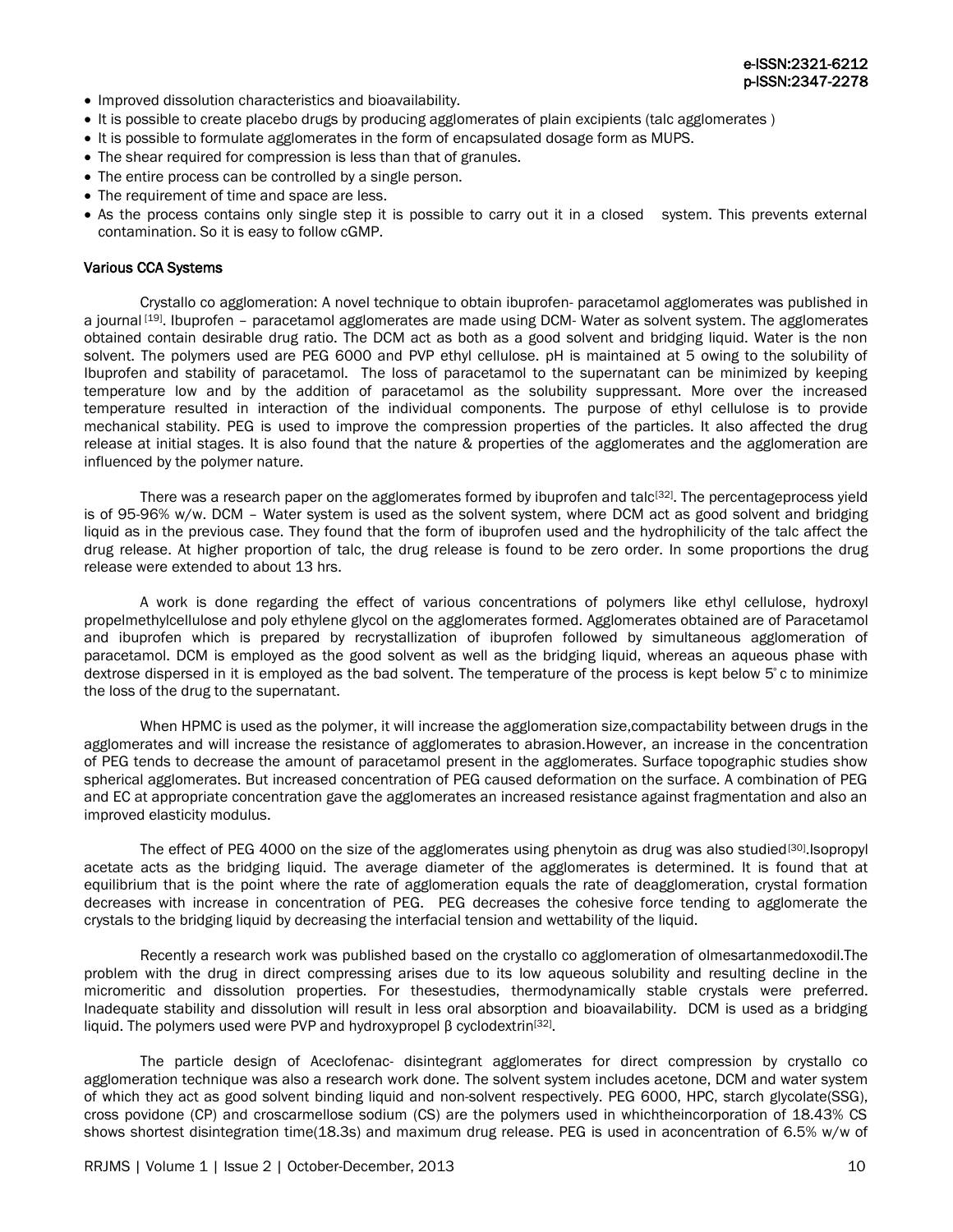- Improved dissolution characteristics and bioavailability.
- It is possible to create placebo drugs by producing agglomerates of plain excipients (talc agglomerates )
- It is possible to formulate agglomerates in the form of encapsulated dosage form as MUPS.
- The shear required for compression is less than that of granules.
- The entire process can be controlled by a single person.
- The requirement of time and space are less.
- As the process contains only single step it is possible to carry out it in a closed system. This prevents external contamination. So it is easy to follow cGMP.

### Various CCA Systems

Crystallo co agglomeration: A novel technique to obtain ibuprofen- paracetamol agglomerates was published in a journal [19]. Ibuprofen – paracetamol agglomerates are made using DCM- Water as solvent system. The agglomerates obtained contain desirable drug ratio. The DCM act as both as a good solvent and bridging liquid. Water is the non solvent. The polymers used are PEG 6000 and PVP ethyl cellulose. pH is maintained at 5 owing to the solubility of Ibuprofen and stability of paracetamol. The loss of paracetamol to the supernatant can be minimized by keeping temperature low and by the addition of paracetamol as the solubility suppressant. More over the increased temperature resulted in interaction of the individual components. The purpose of ethyl cellulose is to provide mechanical stability. PEG is used to improve the compression properties of the particles. It also affected the drug release at initial stages. It is also found that the nature & properties of the agglomerates and the agglomeration are influenced by the polymer nature.

There was a research paper on the agglomerates formed by ibuprofen and talc[32]. The percentageprocess yield is of 95-96% w/w. DCM – Water system is used as the solvent system, where DCM act as good solvent and bridging liquid as in the previous case. They found that the form of ibuprofen used and the hydrophilicity of the talc affect the drug release. At higher proportion of talc, the drug release is found to be zero order. In some proportions the drug release were extended to about 13 hrs.

A work is done regarding the effect of various concentrations of polymers like ethyl cellulose, hydroxyl propelmethylcellulose and poly ethylene glycol on the agglomerates formed. Agglomerates obtained are of Paracetamol and ibuprofen which is prepared by recrystallization of ibuprofen followed by simultaneous agglomeration of paracetamol. DCM is employed as the good solvent as well as the bridging liquid, whereas an aqueous phase with dextrose dispersed in it is employed as the bad solvent. The temperature of the process is kept below 5°c to minimize the loss of the drug to the supernatant.

When HPMC is used as the polymer, it will increase the agglomeration size,compactability between drugs in the agglomerates and will increase the resistance of agglomerates to abrasion.However, an increase in the concentration of PEG tends to decrease the amount of paracetamol present in the agglomerates. Surface topographic studies show spherical agglomerates. But increased concentration of PEG caused deformation on the surface. A combination of PEG and EC at appropriate concentration gave the agglomerates an increased resistance against fragmentation and also an improved elasticity modulus.

The effect of PEG 4000 on the size of the agglomerates using phenytoin as drug was also studied[30].Isopropyl acetate acts as the bridging liquid. The average diameter of the agglomerates is determined. It is found that at equilibrium that is the point where the rate of agglomeration equals the rate of deagglomeration, crystal formation decreases with increase in concentration of PEG. PEG decreases the cohesive force tending to agglomerate the crystals to the bridging liquid by decreasing the interfacial tension and wettability of the liquid.

Recently a research work was published based on the crystallo co agglomeration of olmesartanmedoxodil.The problem with the drug in direct compressing arises due to its low aqueous solubility and resulting decline in the micromeritic and dissolution properties. For thesestudies, thermodynamically stable crystals were preferred. Inadequate stability and dissolution will result in less oral absorption and bioavailability. DCM is used as a bridging liquid. The polymers used were PVP and hydroxypropel β cyclodextrin[32].

The particle design of Aceclofenac- disintegrant agglomerates for direct compression by crystallo co agglomeration technique was also a research work done. The solvent system includes acetone, DCM and water system of which they act as good solvent binding liquid and non-solvent respectively. PEG 6000, HPC, starch glycolate(SSG), cross povidone (CP) and croscarmellose sodium (CS) are the polymers used in whichtheincorporation of 18.43% CS shows shortest disintegration time(18.3s) and maximum drug release. PEG is used in aconcentration of 6.5% w/w of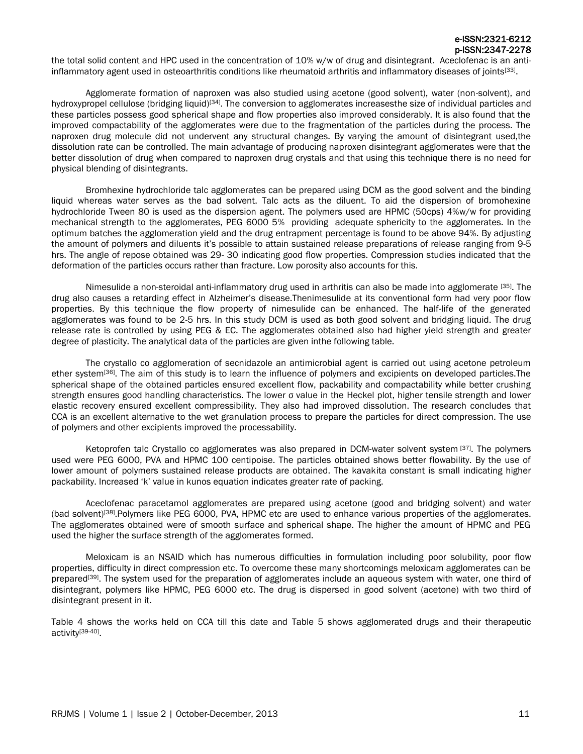the total solid content and HPC used in the concentration of 10% w/w of drug and disintegrant. Aceclofenac is an anti-inflammatory agent used in osteoarthritis conditions like rheumatoid arthritis and inflammatory diseases of joints[33].

Agglomerate formation of naproxen was also studied using acetone (good solvent), water (non-solvent), and hydroxypropel cellulose (bridging liquid)[34]. The conversion to agglomerates increasesthe size of individual particles and these particles possess good spherical shape and flow properties also improved considerably. It is also found that the improved compactability of the agglomerates were due to the fragmentation of the particles during the process. The naproxen drug molecule did not undervent any structural changes. By varying the amount of disintegrant used,the dissolution rate can be controlled. The main advantage of producing naproxen disintegrant agglomerates were that the better dissolution of drug when compared to naproxen drug crystals and that using this technique there is no need for physical blending of disintegrants.

Bromhexine hydrochloride talc agglomerates can be prepared using DCM as the good solvent and the binding liquid whereas water serves as the bad solvent. Talc acts as the diluent. To aid the dispersion of bromohexine hydrochloride Tween 80 is used as the dispersion agent. The polymers used are HPMC (50cps) 4%w/w for providing mechanical strength to the agglomerates, PEG 6000 5% providing adequate sphericity to the agglomerates. In the optimum batches the agglomeration yield and the drug entrapment percentage is found to be above 94%. By adjusting the amount of polymers and diluents it's possible to attain sustained release preparations of release ranging from 9-5 hrs. The angle of repose obtained was 29- 30 indicating good flow properties. Compression studies indicated that the deformation of the particles occurs rather than fracture. Low porosity also accounts for this.

Nimesulide a non-steroidal anti-inflammatory drug used in arthritis can also be made into agglomerate [35]. The drug also causes a retarding effect in Alzheimer's disease.Thenimesulide at its conventional form had very poor flow properties. By this technique the flow property of nimesulide can be enhanced. The half-life of the generated agglomerates was found to be 2-5 hrs. In this study DCM is used as both good solvent and bridging liquid. The drug release rate is controlled by using PEG & EC. The agglomerates obtained also had higher yield strength and greater degree of plasticity. The analytical data of the particles are given inthe following table.

The crystallo co agglomeration of secnidazole an antimicrobial agent is carried out using acetone petroleum ether system[36]. The aim of this study is to learn the influence of polymers and excipients on developed particles.The spherical shape of the obtained particles ensured excellent flow, packability and compactability while better crushing strength ensures good handling characteristics. The lower σ value in the Heckel plot, higher tensile strength and lower elastic recovery ensured excellent compressibility. They also had improved dissolution. The research concludes that CCA is an excellent alternative to the wet granulation process to prepare the particles for direct compression. The use of polymers and other excipients improved the processability.

Ketoprofen talc Crystallo co agglomerates was also prepared in DCM-water solvent system [37]. The polymers used were PEG 6000, PVA and HPMC 100 centipoise. The particles obtained shows better flowability. By the use of lower amount of polymers sustained release products are obtained. The kavakita constant is small indicating higher packability. Increased 'k' value in kunos equation indicates greater rate of packing.

Aceclofenac paracetamol agglomerates are prepared using acetone (good and bridging solvent) and water (bad solvent)[38].Polymers like PEG 6000, PVA, HPMC etc are used to enhance various properties of the agglomerates. The agglomerates obtained were of smooth surface and spherical shape. The higher the amount of HPMC and PEG used the higher the surface strength of the agglomerates formed.

Meloxicam is an NSAID which has numerous difficulties in formulation including poor solubility, poor flow properties, difficulty in direct compression etc. To overcome these many shortcomings meloxicam agglomerates can be prepared[39]. The system used for the preparation of agglomerates include an aqueous system with water, one third of disintegrant, polymers like HPMC, PEG 6000 etc. The drug is dispersed in good solvent (acetone) with two third of disintegrant present in it.

Table 4 shows the works held on CCA till this date and Table 5 shows agglomerated drugs and their therapeutic activity[39-40].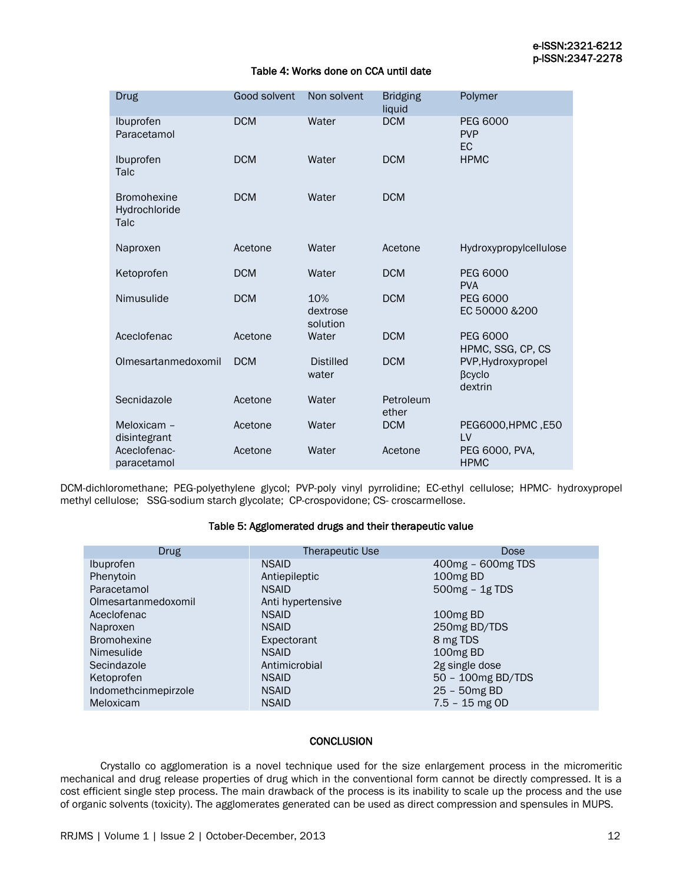**Table 4: Works done on CCA until date**

| Drug | Good solvent | Non solvent | Bridging liquid | Polymer |
|---|---|---|---|---|
| Ibuprofen Paracetamol | DCM | Water | DCM | PEG 6000 PVP EC |
| Ibuprofen Talc | DCM | Water | DCM | HPMC |
| Bromohexine Hydrochloride Talc | DCM | Water | DCM | |
| Naproxen | Acetone | Water | Acetone | Hydroxypropylcellulose |
| Ketoprofen | DCM | Water | DCM | PEG 6000 PVA |
| Nimusulide | DCM | 10% dextrose solution | DCM | PEG 6000 EC 50000 &200 |
| Aceclofenac | Acetone | Water | DCM | PEG 6000 HPMC, SSG, CP, CS |
| Olmesartanmedoxomil | DCM | Distilled water | DCM | PVP,Hydroxypropel βcyclo dextrin |
| Secnidazole | Acetone | Water | Petroleum ether | |
| Meloxicam – disintegrant | Acetone | Water | DCM | PEG6000,HPMC ,E50 LV |
| Aceclofenac-paracetamol | Acetone | Water | Acetone | PEG 6000, PVA, HPMC |

DCM-dichloromethane; PEG-polyethylene glycol; PVP-poly vinyl pyrrolidine; EC-ethyl cellulose; HPMC- hydroxypropel methyl cellulose; SSG-sodium starch glycolate; CP-crospovidone; CS- croscarmellose.

**Table 5: Agglomerated drugs and their therapeutic value**

| Drug | Therapeutic Use | Dose |
|---|---|---|
| Ibuprofen | NSAID | 400mg – 600mg TDS |
| Phenytoin | Antiepileptic | 100mg BD |
| Paracetamol | NSAID | 500mg – 1g TDS |
| Olmesartanmedoxomil | Anti hypertensive | |
| Aceclofenac | NSAID | 100mg BD |
| Naproxen | NSAID | 250mg BD/TDS |
| Bromohexine | Expectorant | 8 mg TDS |
| Nimesulide | NSAID | 100mg BD |
| Secindazole | Antimicrobial | 2g single dose |
| Ketoprofen | NSAID | 50 – 100mg BD/TDS |
| Indomethcinmepirzole | NSAID | 25 – 50mg BD |
| Meloxicam | NSAID | 7.5 – 15 mg OD |

## CONCLUSION

Crystallo co agglomeration is a novel technique used for the size enlargement process in the micromeritic mechanical and drug release properties of drug which in the conventional form cannot be directly compressed. It is a cost efficient single step process. The main drawback of the process is its inability to scale up the process and the use of organic solvents (toxicity). The agglomerates generated can be used as direct compression and spensules in MUPS.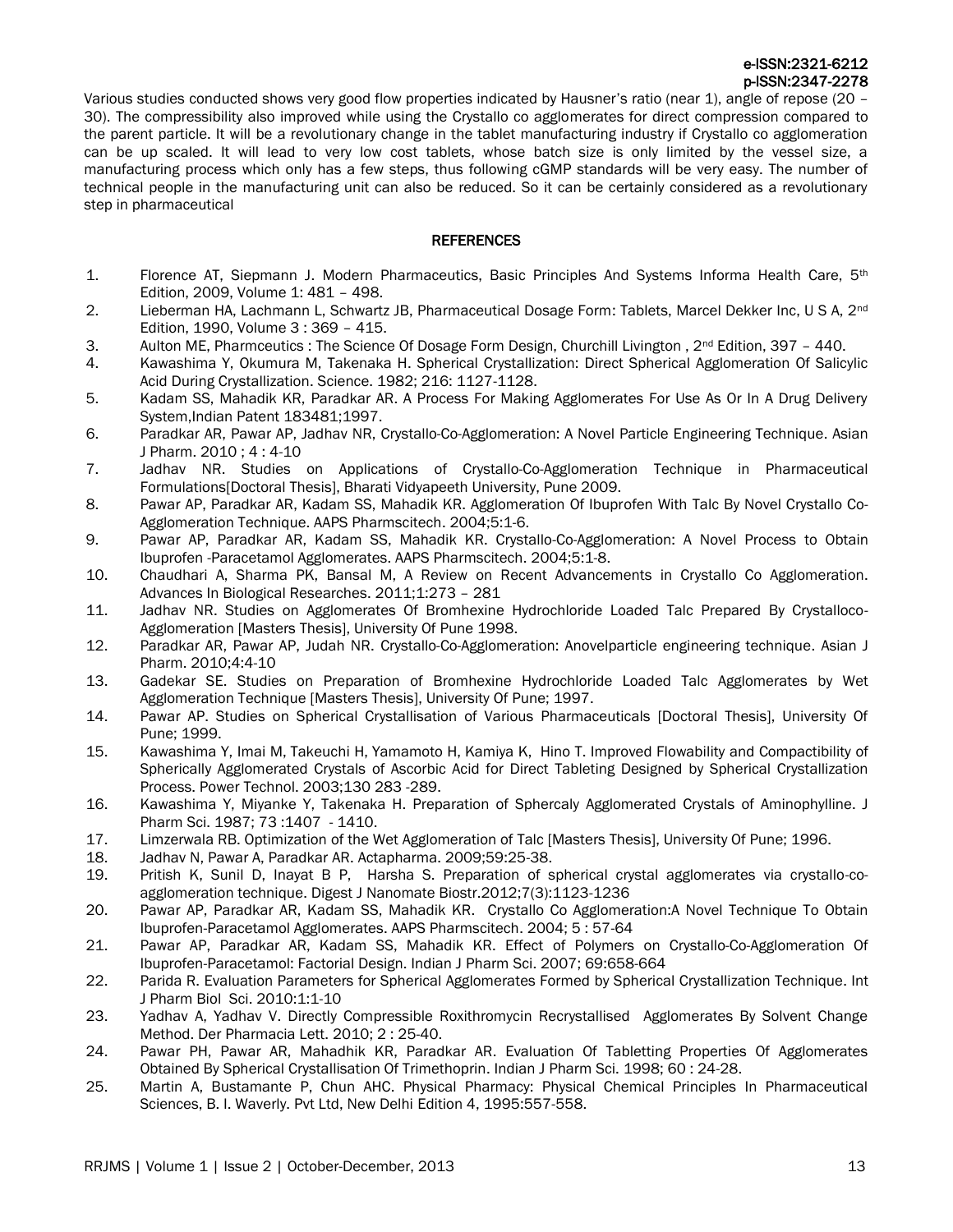Various studies conducted shows very good flow properties indicated by Hausner's ratio (near 1), angle of repose (20 – 30). The compressibility also improved while using the Crystallo co agglomerates for direct compression compared to the parent particle. It will be a revolutionary change in the tablet manufacturing industry if Crystallo co agglomeration can be up scaled. It will lead to very low cost tablets, whose batch size is only limited by the vessel size, a manufacturing process which only has a few steps, thus following cGMP standards will be very easy. The number of technical people in the manufacturing unit can also be reduced. So it can be certainly considered as a revolutionary step in pharmaceutical

## REFERENCES

1. Florence AT, Siepmann J. Modern Pharmaceutics, Basic Principles And Systems Informa Health Care, 5th Edition, 2009, Volume 1: 481 – 498.
2. Lieberman HA, Lachmann L, Schwartz JB, Pharmaceutical Dosage Form: Tablets, Marcel Dekker Inc, U S A, 2nd Edition, 1990, Volume 3 : 369 – 415.
3. Aulton ME, Pharmceutics : The Science Of Dosage Form Design, Churchill Livington , 2nd Edition, 397 – 440.
4. Kawashima Y, Okumura M, Takenaka H. Spherical Crystallization: Direct Spherical Agglomeration Of Salicylic Acid During Crystallization. Science. 1982; 216: 1127-1128.
5. Kadam SS, Mahadik KR, Paradkar AR. A Process For Making Agglomerates For Use As Or In A Drug Delivery System,Indian Patent 183481;1997.
6. Paradkar AR, Pawar AP, Jadhav NR, Crystallo-Co-Agglomeration: A Novel Particle Engineering Technique. Asian J Pharm. 2010 ; 4 : 4-10
7. Jadhav NR. Studies on Applications of Crystallo-Co-Agglomeration Technique in Pharmaceutical Formulations[Doctoral Thesis], Bharati Vidyapeeth University, Pune 2009.
8. Pawar AP, Paradkar AR, Kadam SS, Mahadik KR. Agglomeration Of Ibuprofen With Talc By Novel Crystallo Co-Agglomeration Technique. AAPS Pharmscitech. 2004;5:1-6.
9. Pawar AP, Paradkar AR, Kadam SS, Mahadik KR. Crystallo-Co-Agglomeration: A Novel Process to Obtain Ibuprofen -Paracetamol Agglomerates. AAPS Pharmscitech. 2004;5:1-8.
10. Chaudhari A, Sharma PK, Bansal M, A Review on Recent Advancements in Crystallo Co Agglomeration. Advances In Biological Researches. 2011;1:273 – 281
11. Jadhav NR. Studies on Agglomerates Of Bromhexine Hydrochloride Loaded Talc Prepared By Crystalloco-Agglomeration [Masters Thesis], University Of Pune 1998.
12. Paradkar AR, Pawar AP, Judah NR. Crystallo-Co-Agglomeration: Anovelparticle engineering technique. Asian J Pharm. 2010;4:4-10
13. Gadekar SE. Studies on Preparation of Bromhexine Hydrochloride Loaded Talc Agglomerates by Wet Agglomeration Technique [Masters Thesis], University Of Pune; 1997.
14. Pawar AP. Studies on Spherical Crystallisation of Various Pharmaceuticals [Doctoral Thesis], University Of Pune; 1999.
15. Kawashima Y, Imai M, Takeuchi H, Yamamoto H, Kamiya K, Hino T. Improved Flowability and Compactibility of Spherically Agglomerated Crystals of Ascorbic Acid for Direct Tableting Designed by Spherical Crystallization Process. Power Technol. 2003;130 283 -289.
16. Kawashima Y, Miyanke Y, Takenaka H. Preparation of Sphercaly Agglomerated Crystals of Aminophylline. J Pharm Sci. 1987; 73 :1407 - 1410.
17. Limzerwala RB. Optimization of the Wet Agglomeration of Talc [Masters Thesis], University Of Pune; 1996.
18. Jadhav N, Pawar A, Paradkar AR. Actapharma. 2009;59:25-38.
19. Pritish K, Sunil D, Inayat B P, Harsha S. Preparation of spherical crystal agglomerates via crystallo-co-agglomeration technique. Digest J Nanomate Biostr.2012;7(3):1123-1236
20. Pawar AP, Paradkar AR, Kadam SS, Mahadik KR. Crystallo Co Agglomeration:A Novel Technique To Obtain Ibuprofen-Paracetamol Agglomerates. AAPS Pharmscitech. 2004; 5 : 57-64
21. Pawar AP, Paradkar AR, Kadam SS, Mahadik KR. Effect of Polymers on Crystallo-Co-Agglomeration Of Ibuprofen-Paracetamol: Factorial Design. Indian J Pharm Sci. 2007; 69:658-664
22. Parida R. Evaluation Parameters for Spherical Agglomerates Formed by Spherical Crystallization Technique. Int J Pharm Biol Sci. 2010:1:1-10
23. Yadhav A, Yadhav V. Directly Compressible Roxithromycin Recrystallised Agglomerates By Solvent Change Method. Der Pharmacia Lett. 2010; 2 : 25-40.
24. Pawar PH, Pawar AR, Mahadhik KR, Paradkar AR. Evaluation Of Tabletting Properties Of Agglomerates Obtained By Spherical Crystallisation Of Trimethoprin. Indian J Pharm Sci. 1998; 60 : 24-28.
25. Martin A, Bustamante P, Chun AHC. Physical Pharmacy: Physical Chemical Principles In Pharmaceutical Sciences, B. I. Waverly. Pvt Ltd, New Delhi Edition 4, 1995:557-558.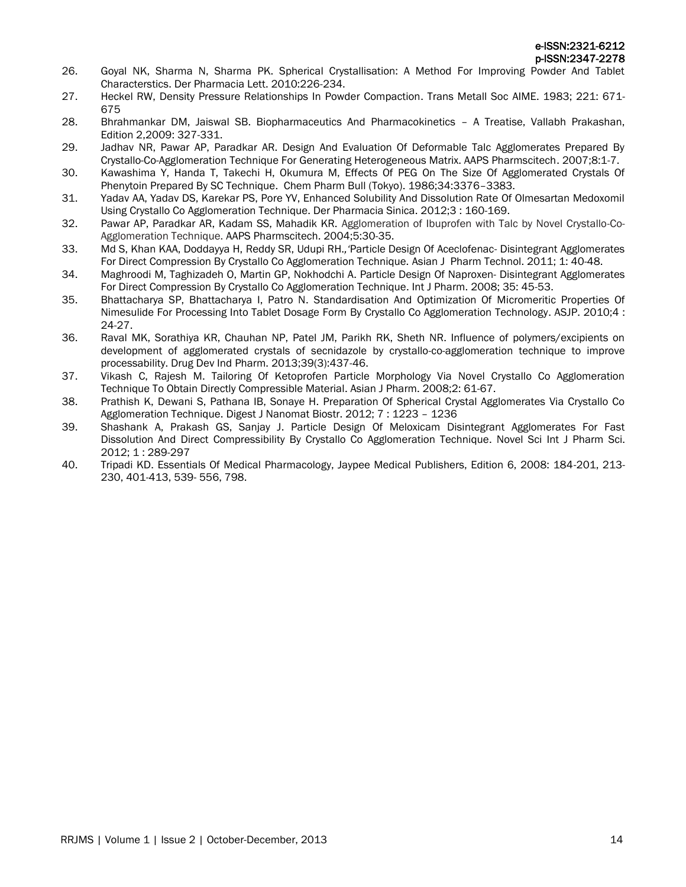26. Goyal NK, Sharma N, Sharma PK. Spherical Crystallisation: A Method For Improving Powder And Tablet Characterstics. Der Pharmacia Lett. 2010:226-234.
27. Heckel RW, Density Pressure Relationships In Powder Compaction. Trans Metall Soc AIME. 1983; 221: 671-675
28. Bhrahmankar DM, Jaiswal SB. Biopharmaceutics And Pharmacokinetics – A Treatise, Vallabh Prakashan, Edition 2,2009: 327-331.
29. Jadhav NR, Pawar AP, Paradkar AR. Design And Evaluation Of Deformable Talc Agglomerates Prepared By Crystallo-Co-Agglomeration Technique For Generating Heterogeneous Matrix. AAPS Pharmscitech. 2007;8:1-7.
30. Kawashima Y, Handa T, Takechi H, Okumura M, Effects Of PEG On The Size Of Agglomerated Crystals Of Phenytoin Prepared By SC Technique. Chem Pharm Bull (Tokyo). 1986;34:3376–3383.
31. Yadav AA, Yadav DS, Karekar PS, Pore YV, Enhanced Solubility And Dissolution Rate Of Olmesartan Medoxomil Using Crystallo Co Agglomeration Technique. Der Pharmacia Sinica. 2012;3 : 160-169.
32. Pawar AP, Paradkar AR, Kadam SS, Mahadik KR. Agglomeration of Ibuprofen with Talc by Novel Crystallo-Co-Agglomeration Technique. AAPS Pharmscitech. 2004;5:30-35.
33. Md S, Khan KAA, Doddayya H, Reddy SR, Udupi RH.,'Particle Design Of Aceclofenac- Disintegrant Agglomerates For Direct Compression By Crystallo Co Agglomeration Technique. Asian J Pharm Technol. 2011; 1: 40-48.
34. Maghroodi M, Taghizadeh O, Martin GP, Nokhodchi A. Particle Design Of Naproxen- Disintegrant Agglomerates For Direct Compression By Crystallo Co Agglomeration Technique. Int J Pharm. 2008; 35: 45-53.
35. Bhattacharya SP, Bhattacharya I, Patro N. Standardisation And Optimization Of Micromeritic Properties Of Nimesulide For Processing Into Tablet Dosage Form By Crystallo Co Agglomeration Technology. ASJP. 2010;4 : 24-27.
36. Raval MK, Sorathiya KR, Chauhan NP, Patel JM, Parikh RK, Sheth NR. Influence of polymers/excipients on development of agglomerated crystals of secnidazole by crystallo-co-agglomeration technique to improve processability. Drug Dev Ind Pharm. 2013;39(3):437-46.
37. Vikash C, Rajesh M. Tailoring Of Ketoprofen Particle Morphology Via Novel Crystallo Co Agglomeration Technique To Obtain Directly Compressible Material. Asian J Pharm. 2008;2: 61-67.
38. Prathish K, Dewani S, Pathana IB, Sonaye H. Preparation Of Spherical Crystal Agglomerates Via Crystallo Co Agglomeration Technique. Digest J Nanomat Biostr. 2012; 7 : 1223 – 1236
39. Shashank A, Prakash GS, Sanjay J. Particle Design Of Meloxicam Disintegrant Agglomerates For Fast Dissolution And Direct Compressibility By Crystallo Co Agglomeration Technique. Novel Sci Int J Pharm Sci. 2012; 1 : 289-297
40. Tripadi KD. Essentials Of Medical Pharmacology, Jaypee Medical Publishers, Edition 6, 2008: 184-201, 213-230, 401-413, 539- 556, 798.